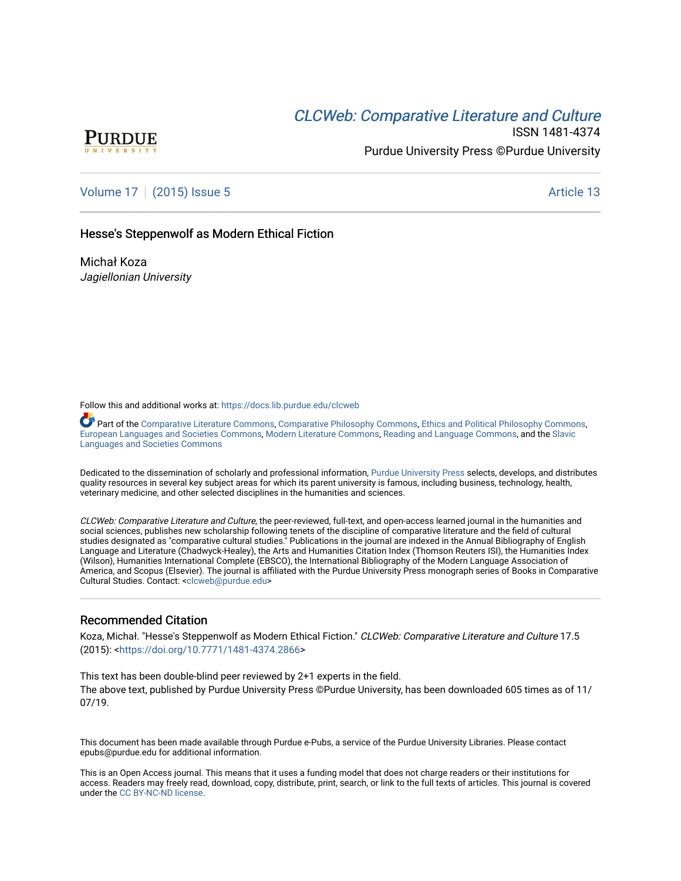CLCWeb: Comparative Literature and Culture

ISSN 1481-4374

Purdue University Press ©Purdue University

Volume 17 | (2015) Issue 5 Article 13

# Hesse's Steppenwolf as Modern Ethical Fiction

Michał Koza

*Jagiellonian University*

Follow this and additional works at: https://docs.lib.purdue.edu/clcweb

Part of the Comparative Literature Commons, Comparative Philosophy Commons, Ethics and Political Philosophy Commons, European Languages and Societies Commons, Modern Literature Commons, Reading and Language Commons, and the Slavic Languages and Societies Commons

Dedicated to the dissemination of scholarly and professional information, Purdue University Press selects, develops, and distributes quality resources in several key subject areas for which its parent university is famous, including business, technology, health, veterinary medicine, and other selected disciplines in the humanities and sciences.

*CLCWeb: Comparative Literature and Culture*, the peer-reviewed, full-text, and open-access learned journal in the humanities and social sciences, publishes new scholarship following tenets of the discipline of comparative literature and the field of cultural studies designated as "comparative cultural studies." Publications in the journal are indexed in the Annual Bibliography of English Language and Literature (Chadwyck-Healey), the Arts and Humanities Citation Index (Thomson Reuters ISI), the Humanities Index (Wilson), Humanities International Complete (EBSCO), the International Bibliography of the Modern Language Association of America, and Scopus (Elsevier). The journal is affiliated with the Purdue University Press monograph series of Books in Comparative Cultural Studies. Contact: <clcweb@purdue.edu>

## Recommended Citation

Koza, Michał. "Hesse's Steppenwolf as Modern Ethical Fiction." *CLCWeb: Comparative Literature and Culture* 17.5 (2015): <https://doi.org/10.7771/1481-4374.2866>

This text has been double-blind peer reviewed by 2+1 experts in the field.

The above text, published by Purdue University Press ©Purdue University, has been downloaded 605 times as of 11/07/19.

This document has been made available through Purdue e-Pubs, a service of the Purdue University Libraries. Please contact epubs@purdue.edu for additional information.

This is an Open Access journal. This means that it uses a funding model that does not charge readers or their institutions for access. Readers may freely read, download, copy, distribute, print, search, or link to the full texts of articles. This journal is covered under the CC BY-NC-ND license.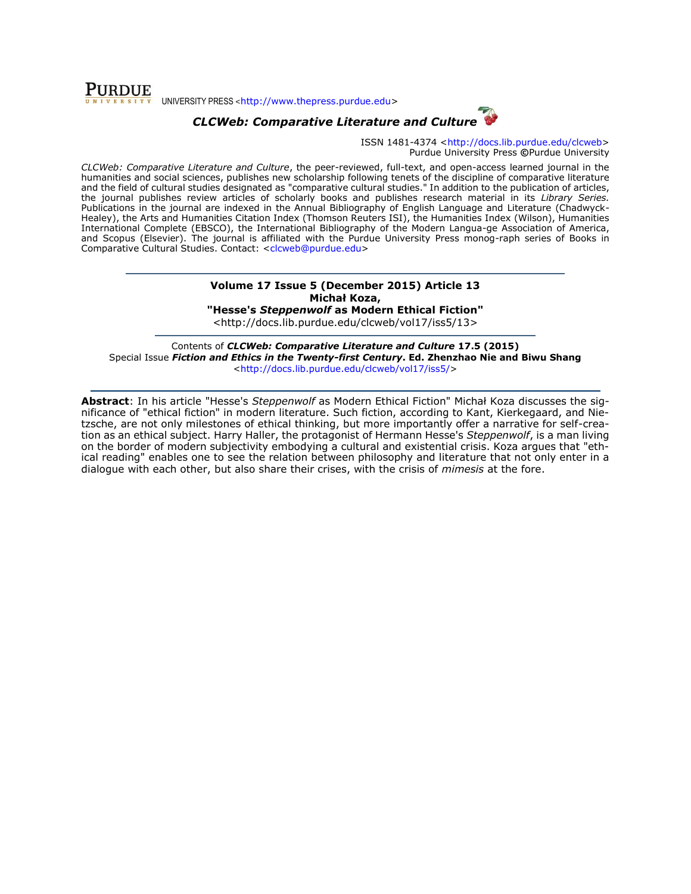UNIVERSITY PRESS <http://www.thepress.purdue.edu>

***CLCWeb: Comparative Literature and Culture***

ISSN 1481-4374 <http://docs.lib.purdue.edu/clcweb>
Purdue University Press ©Purdue University

*CLCWeb: Comparative Literature and Culture*, the peer-reviewed, full-text, and open-access learned journal in the humanities and social sciences, publishes new scholarship following tenets of the discipline of comparative literature and the field of cultural studies designated as "comparative cultural studies." In addition to the publication of articles, the journal publishes review articles of scholarly books and publishes research material in its *Library Series.* Publications in the journal are indexed in the Annual Bibliography of English Language and Literature (Chadwyck-Healey), the Arts and Humanities Citation Index (Thomson Reuters ISI), the Humanities Index (Wilson), Humanities International Complete (EBSCO), the International Bibliography of the Modern Langua-ge Association of America, and Scopus (Elsevier). The journal is affiliated with the Purdue University Press monog-raph series of Books in Comparative Cultural Studies. Contact: <clcweb@purdue.edu>

---

**Volume 17 Issue 5 (December 2015) Article 13**
**Michał Koza,**
**"Hesse's *Steppenwolf* as Modern Ethical Fiction"**
<http://docs.lib.purdue.edu/clcweb/vol17/iss5/13>

---

Contents of ***CLCWeb: Comparative Literature and Culture* 17.5 (2015)**
Special Issue ***Fiction and Ethics in the Twenty-first Century*. Ed. Zhenzhao Nie and Biwu Shang**
<http://docs.lib.purdue.edu/clcweb/vol17/iss5/>

---

**Abstract**: In his article "Hesse's *Steppenwolf* as Modern Ethical Fiction" Michał Koza discusses the significance of "ethical fiction" in modern literature. Such fiction, according to Kant, Kierkegaard, and Nietzsche, are not only milestones of ethical thinking, but more importantly offer a narrative for self-creation as an ethical subject. Harry Haller, the protagonist of Hermann Hesse's *Steppenwolf*, is a man living on the border of modern subjectivity embodying a cultural and existential crisis. Koza argues that "ethical reading" enables one to see the relation between philosophy and literature that not only enter in a dialogue with each other, but also share their crises, with the crisis of *mimesis* at the fore.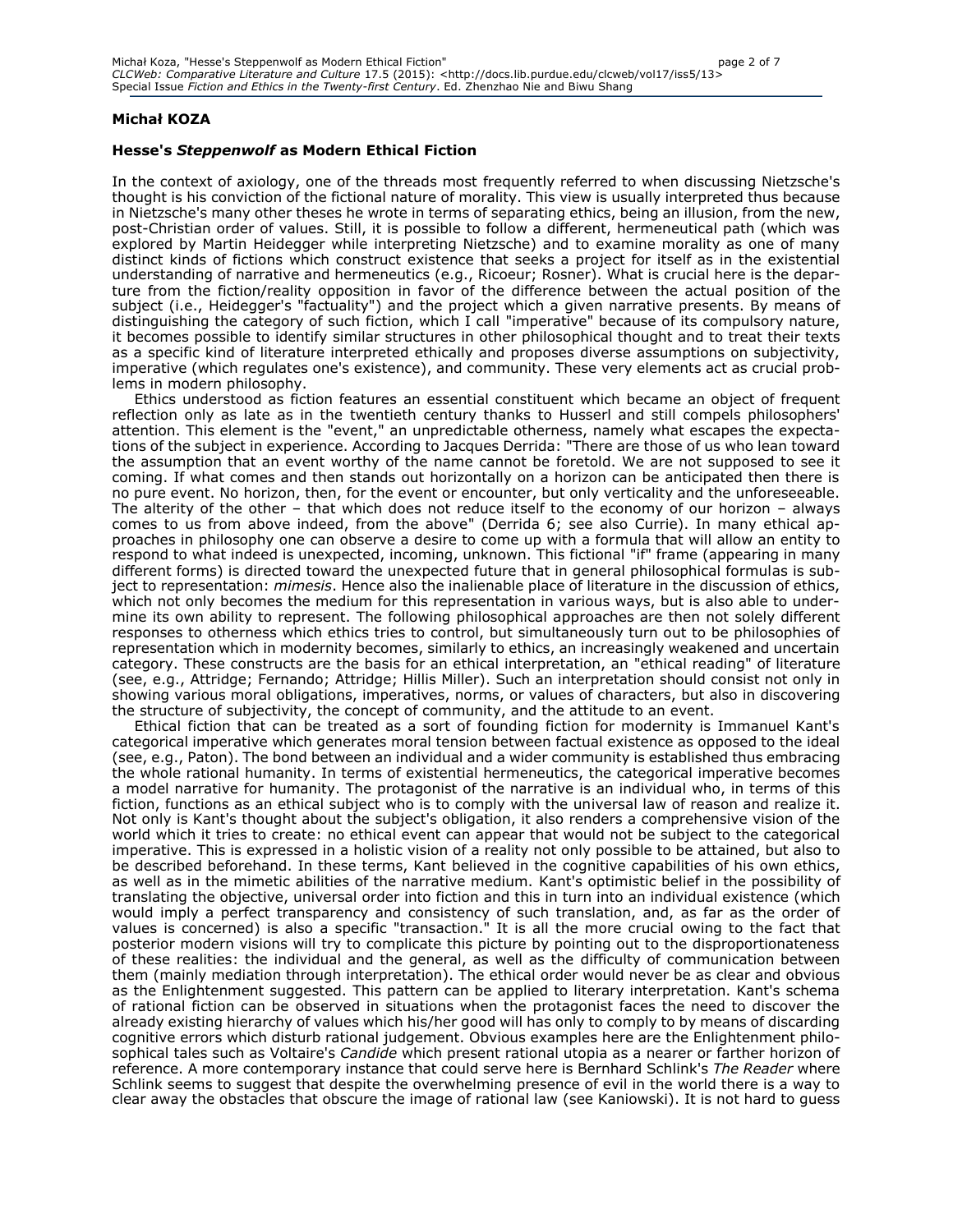**Michał KOZA**

**Hesse's *Steppenwolf* as Modern Ethical Fiction**

In the context of axiology, one of the threads most frequently referred to when discussing Nietzsche's thought is his conviction of the fictional nature of morality. This view is usually interpreted thus because in Nietzsche's many other theses he wrote in terms of separating ethics, being an illusion, from the new, post-Christian order of values. Still, it is possible to follow a different, hermeneutical path (which was explored by Martin Heidegger while interpreting Nietzsche) and to examine morality as one of many distinct kinds of fictions which construct existence that seeks a project for itself as in the existential understanding of narrative and hermeneutics (e.g., Ricoeur; Rosner). What is crucial here is the departure from the fiction/reality opposition in favor of the difference between the actual position of the subject (i.e., Heidegger's "factuality") and the project which a given narrative presents. By means of distinguishing the category of such fiction, which I call "imperative" because of its compulsory nature, it becomes possible to identify similar structures in other philosophical thought and to treat their texts as a specific kind of literature interpreted ethically and proposes diverse assumptions on subjectivity, imperative (which regulates one's existence), and community. These very elements act as crucial problems in modern philosophy.

Ethics understood as fiction features an essential constituent which became an object of frequent reflection only as late as in the twentieth century thanks to Husserl and still compels philosophers' attention. This element is the "event," an unpredictable otherness, namely what escapes the expectations of the subject in experience. According to Jacques Derrida: "There are those of us who lean toward the assumption that an event worthy of the name cannot be foretold. We are not supposed to see it coming. If what comes and then stands out horizontally on a horizon can be anticipated then there is no pure event. No horizon, then, for the event or encounter, but only verticality and the unforeseeable. The alterity of the other – that which does not reduce itself to the economy of our horizon – always comes to us from above indeed, from the above" (Derrida 6; see also Currie). In many ethical approaches in philosophy one can observe a desire to come up with a formula that will allow an entity to respond to what indeed is unexpected, incoming, unknown. This fictional "if" frame (appearing in many different forms) is directed toward the unexpected future that in general philosophical formulas is subject to representation: *mimesis*. Hence also the inalienable place of literature in the discussion of ethics, which not only becomes the medium for this representation in various ways, but is also able to undermine its own ability to represent. The following philosophical approaches are then not solely different responses to otherness which ethics tries to control, but simultaneously turn out to be philosophies of representation which in modernity becomes, similarly to ethics, an increasingly weakened and uncertain category. These constructs are the basis for an ethical interpretation, an "ethical reading" of literature (see, e.g., Attridge; Fernando; Attridge; Hillis Miller). Such an interpretation should consist not only in showing various moral obligations, imperatives, norms, or values of characters, but also in discovering the structure of subjectivity, the concept of community, and the attitude to an event.

Ethical fiction that can be treated as a sort of founding fiction for modernity is Immanuel Kant's categorical imperative which generates moral tension between factual existence as opposed to the ideal (see, e.g., Paton). The bond between an individual and a wider community is established thus embracing the whole rational humanity. In terms of existential hermeneutics, the categorical imperative becomes a model narrative for humanity. The protagonist of the narrative is an individual who, in terms of this fiction, functions as an ethical subject who is to comply with the universal law of reason and realize it. Not only is Kant's thought about the subject's obligation, it also renders a comprehensive vision of the world which it tries to create: no ethical event can appear that would not be subject to the categorical imperative. This is expressed in a holistic vision of a reality not only possible to be attained, but also to be described beforehand. In these terms, Kant believed in the cognitive capabilities of his own ethics, as well as in the mimetic abilities of the narrative medium. Kant's optimistic belief in the possibility of translating the objective, universal order into fiction and this in turn into an individual existence (which would imply a perfect transparency and consistency of such translation, and, as far as the order of values is concerned) is also a specific "transaction." It is all the more crucial owing to the fact that posterior modern visions will try to complicate this picture by pointing out to the disproportionateness of these realities: the individual and the general, as well as the difficulty of communication between them (mainly mediation through interpretation). The ethical order would never be as clear and obvious as the Enlightenment suggested. This pattern can be applied to literary interpretation. Kant's schema of rational fiction can be observed in situations when the protagonist faces the need to discover the already existing hierarchy of values which his/her good will has only to comply to by means of discarding cognitive errors which disturb rational judgement. Obvious examples here are the Enlightenment philosophical tales such as Voltaire's *Candide* which present rational utopia as a nearer or farther horizon of reference. A more contemporary instance that could serve here is Bernhard Schlink's *The Reader* where Schlink seems to suggest that despite the overwhelming presence of evil in the world there is a way to clear away the obstacles that obscure the image of rational law (see Kaniowski). It is not hard to guess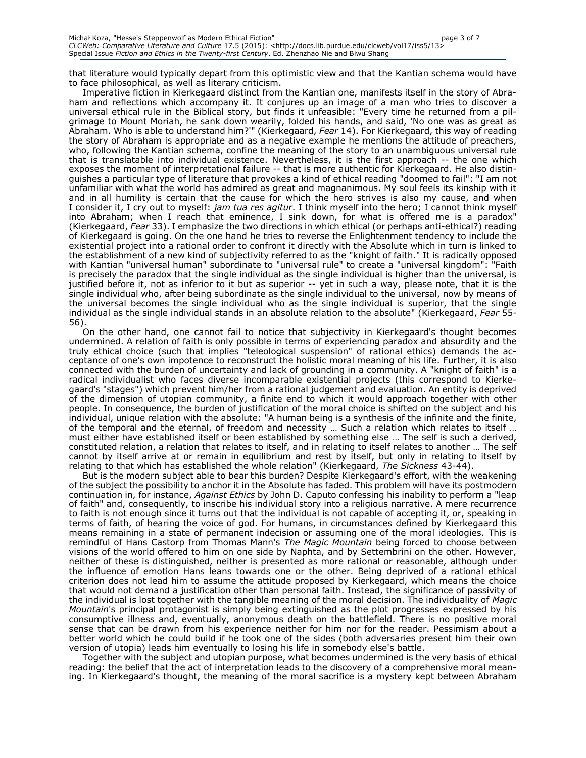that literature would typically depart from this optimistic view and that the Kantian schema would have to face philosophical, as well as literary criticism.

Imperative fiction in Kierkegaard distinct from the Kantian one, manifests itself in the story of Abraham and reflections which accompany it. It conjures up an image of a man who tries to discover a universal ethical rule in the Biblical story, but finds it unfeasible: "Every time he returned from a pilgrimage to Mount Moriah, he sank down wearily, folded his hands, and said, 'No one was as great as Abraham. Who is able to understand him?'" (Kierkegaard, *Fear* 14). For Kierkegaard, this way of reading the story of Abraham is appropriate and as a negative example he mentions the attitude of preachers, who, following the Kantian schema, confine the meaning of the story to an unambiguous universal rule that is translatable into individual existence. Nevertheless, it is the first approach -- the one which exposes the moment of interpretational failure -- that is more authentic for Kierkegaard. He also distinguishes a particular type of literature that provokes a kind of ethical reading "doomed to fail": "I am not unfamiliar with what the world has admired as great and magnanimous. My soul feels its kinship with it and in all humility is certain that the cause for which the hero strives is also my cause, and when I consider it, I cry out to myself: *jam tua res agitur*. I think myself into the hero; I cannot think myself into Abraham; when I reach that eminence, I sink down, for what is offered me is a paradox" (Kierkegaard, *Fear* 33). I emphasize the two directions in which ethical (or perhaps anti-ethical?) reading of Kierkegaard is going. On the one hand he tries to reverse the Enlightenment tendency to include the existential project into a rational order to confront it directly with the Absolute which in turn is linked to the establishment of a new kind of subjectivity referred to as the "knight of faith." It is radically opposed with Kantian "universal human" subordinate to "universal rule" to create a "universal kingdom": "Faith is precisely the paradox that the single individual as the single individual is higher than the universal, is justified before it, not as inferior to it but as superior -- yet in such a way, please note, that it is the single individual who, after being subordinate as the single individual to the universal, now by means of the universal becomes the single individual who as the single individual is superior, that the single individual as the single individual stands in an absolute relation to the absolute" (Kierkegaard, *Fear* 55-56).

On the other hand, one cannot fail to notice that subjectivity in Kierkegaard's thought becomes undermined. A relation of faith is only possible in terms of experiencing paradox and absurdity and the truly ethical choice (such that implies "teleological suspension" of rational ethics) demands the acceptance of one's own impotence to reconstruct the holistic moral meaning of his life. Further, it is also connected with the burden of uncertainty and lack of grounding in a community. A "knight of faith" is a radical individualist who faces diverse incomparable existential projects (this correspond to Kierkegaard's "stages") which prevent him/her from a rational judgement and evaluation. An entity is deprived of the dimension of utopian community, a finite end to which it would approach together with other people. In consequence, the burden of justification of the moral choice is shifted on the subject and his individual, unique relation with the absolute: "A human being is a synthesis of the infinite and the finite, of the temporal and the eternal, of freedom and necessity … Such a relation which relates to itself … must either have established itself or been established by something else … The self is such a derived, constituted relation, a relation that relates to itself, and in relating to itself relates to another … The self cannot by itself arrive at or remain in equilibrium and rest by itself, but only in relating to itself by relating to that which has established the whole relation" (Kierkegaard, *The Sickness* 43-44).

But is the modern subject able to bear this burden? Despite Kierkegaard's effort, with the weakening of the subject the possibility to anchor it in the Absolute has faded. This problem will have its postmodern continuation in, for instance, *Against Ethics* by John D. Caputo confessing his inability to perform a "leap of faith" and, consequently, to inscribe his individual story into a religious narrative. A mere recurrence to faith is not enough since it turns out that the individual is not capable of accepting it, or, speaking in terms of faith, of hearing the voice of god. For humans, in circumstances defined by Kierkegaard this means remaining in a state of permanent indecision or assuming one of the moral ideologies. This is remindful of Hans Castorp from Thomas Mann's *The Magic Mountain* being forced to choose between visions of the world offered to him on one side by Naphta, and by Settembrini on the other. However, neither of these is distinguished, neither is presented as more rational or reasonable, although under the influence of emotion Hans leans towards one or the other. Being deprived of a rational ethical criterion does not lead him to assume the attitude proposed by Kierkegaard, which means the choice that would not demand a justification other than personal faith. Instead, the significance of passivity of the individual is lost together with the tangible meaning of the moral decision. The individuality of *Magic Mountain*'s principal protagonist is simply being extinguished as the plot progresses expressed by his consumptive illness and, eventually, anonymous death on the battlefield. There is no positive moral sense that can be drawn from his experience neither for him nor for the reader. Pessimism about a better world which he could build if he took one of the sides (both adversaries present him their own version of utopia) leads him eventually to losing his life in somebody else's battle.

Together with the subject and utopian purpose, what becomes undermined is the very basis of ethical reading: the belief that the act of interpretation leads to the discovery of a comprehensive moral meaning. In Kierkegaard's thought, the meaning of the moral sacrifice is a mystery kept between Abraham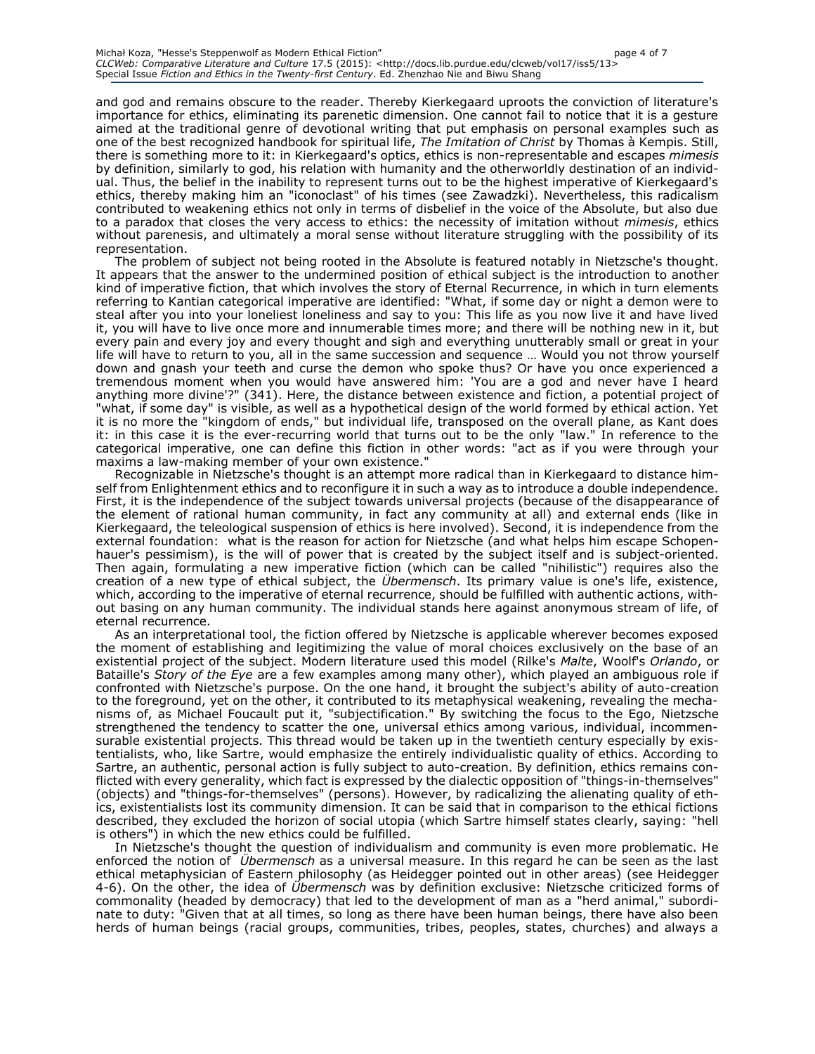and god and remains obscure to the reader. Thereby Kierkegaard uproots the conviction of literature's importance for ethics, eliminating its parenetic dimension. One cannot fail to notice that it is a gesture aimed at the traditional genre of devotional writing that put emphasis on personal examples such as one of the best recognized handbook for spiritual life, *The Imitation of Christ* by Thomas à Kempis. Still, there is something more to it: in Kierkegaard's optics, ethics is non-representable and escapes *mimesis* by definition, similarly to god, his relation with humanity and the otherworldly destination of an individual. Thus, the belief in the inability to represent turns out to be the highest imperative of Kierkegaard's ethics, thereby making him an "iconoclast" of his times (see Zawadzki). Nevertheless, this radicalism contributed to weakening ethics not only in terms of disbelief in the voice of the Absolute, but also due to a paradox that closes the very access to ethics: the necessity of imitation without *mimesis*, ethics without parenesis, and ultimately a moral sense without literature struggling with the possibility of its representation.

The problem of subject not being rooted in the Absolute is featured notably in Nietzsche's thought. It appears that the answer to the undermined position of ethical subject is the introduction to another kind of imperative fiction, that which involves the story of Eternal Recurrence, in which in turn elements referring to Kantian categorical imperative are identified: "What, if some day or night a demon were to steal after you into your loneliest loneliness and say to you: This life as you now live it and have lived it, you will have to live once more and innumerable times more; and there will be nothing new in it, but every pain and every joy and every thought and sigh and everything unutterably small or great in your life will have to return to you, all in the same succession and sequence … Would you not throw yourself down and gnash your teeth and curse the demon who spoke thus? Or have you once experienced a tremendous moment when you would have answered him: 'You are a god and never have I heard anything more divine'?" (341). Here, the distance between existence and fiction, a potential project of "what, if some day" is visible, as well as a hypothetical design of the world formed by ethical action. Yet it is no more the "kingdom of ends," but individual life, transposed on the overall plane, as Kant does it: in this case it is the ever-recurring world that turns out to be the only "law." In reference to the categorical imperative, one can define this fiction in other words: "act as if you were through your maxims a law-making member of your own existence."

Recognizable in Nietzsche's thought is an attempt more radical than in Kierkegaard to distance himself from Enlightenment ethics and to reconfigure it in such a way as to introduce a double independence. First, it is the independence of the subject towards universal projects (because of the disappearance of the element of rational human community, in fact any community at all) and external ends (like in Kierkegaard, the teleological suspension of ethics is here involved). Second, it is independence from the external foundation: what is the reason for action for Nietzsche (and what helps him escape Schopenhauer's pessimism), is the will of power that is created by the subject itself and is subject-oriented. Then again, formulating a new imperative fiction (which can be called "nihilistic") requires also the creation of a new type of ethical subject, the *Übermensch*. Its primary value is one's life, existence, which, according to the imperative of eternal recurrence, should be fulfilled with authentic actions, without basing on any human community. The individual stands here against anonymous stream of life, of eternal recurrence.

As an interpretational tool, the fiction offered by Nietzsche is applicable wherever becomes exposed the moment of establishing and legitimizing the value of moral choices exclusively on the base of an existential project of the subject. Modern literature used this model (Rilke's *Malte*, Woolf's *Orlando*, or Bataille's *Story of the Eye* are a few examples among many other), which played an ambiguous role if confronted with Nietzsche's purpose. On the one hand, it brought the subject's ability of auto-creation to the foreground, yet on the other, it contributed to its metaphysical weakening, revealing the mechanisms of, as Michael Foucault put it, "subjectification." By switching the focus to the Ego, Nietzsche strengthened the tendency to scatter the one, universal ethics among various, individual, incommensurable existential projects. This thread would be taken up in the twentieth century especially by existentialists, who, like Sartre, would emphasize the entirely individualistic quality of ethics. According to Sartre, an authentic, personal action is fully subject to auto-creation. By definition, ethics remains conflicted with every generality, which fact is expressed by the dialectic opposition of "things-in-themselves" (objects) and "things-for-themselves" (persons). However, by radicalizing the alienating quality of ethics, existentialists lost its community dimension. It can be said that in comparison to the ethical fictions described, they excluded the horizon of social utopia (which Sartre himself states clearly, saying: "hell is others") in which the new ethics could be fulfilled.

In Nietzsche's thought the question of individualism and community is even more problematic. He enforced the notion of *Übermensch* as a universal measure. In this regard he can be seen as the last ethical metaphysician of Eastern philosophy (as Heidegger pointed out in other areas) (see Heidegger 4-6). On the other, the idea of *Übermensch* was by definition exclusive: Nietzsche criticized forms of commonality (headed by democracy) that led to the development of man as a "herd animal," subordinate to duty: "Given that at all times, so long as there have been human beings, there have also been herds of human beings (racial groups, communities, tribes, peoples, states, churches) and always a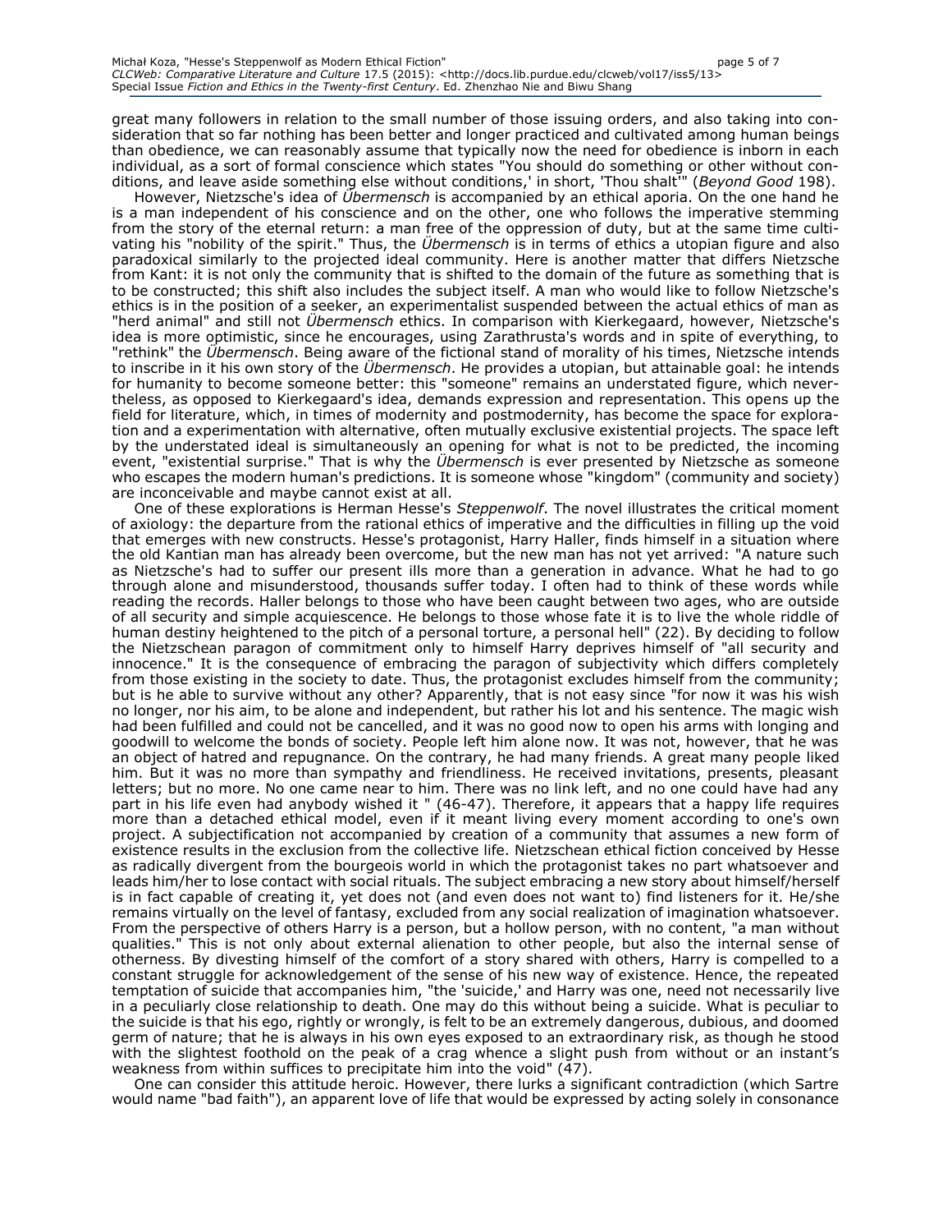great many followers in relation to the small number of those issuing orders, and also taking into consideration that so far nothing has been better and longer practiced and cultivated among human beings than obedience, we can reasonably assume that typically now the need for obedience is inborn in each individual, as a sort of formal conscience which states "You should do something or other without conditions, and leave aside something else without conditions,' in short, 'Thou shalt'" (*Beyond Good* 198).

However, Nietzsche's idea of *Übermensch* is accompanied by an ethical aporia. On the one hand he is a man independent of his conscience and on the other, one who follows the imperative stemming from the story of the eternal return: a man free of the oppression of duty, but at the same time cultivating his "nobility of the spirit." Thus, the *Übermensch* is in terms of ethics a utopian figure and also paradoxical similarly to the projected ideal community. Here is another matter that differs Nietzsche from Kant: it is not only the community that is shifted to the domain of the future as something that is to be constructed; this shift also includes the subject itself. A man who would like to follow Nietzsche's ethics is in the position of a seeker, an experimentalist suspended between the actual ethics of man as "herd animal" and still not *Übermensch* ethics. In comparison with Kierkegaard, however, Nietzsche's idea is more optimistic, since he encourages, using Zarathrusta's words and in spite of everything, to "rethink" the *Übermensch*. Being aware of the fictional stand of morality of his times, Nietzsche intends to inscribe in it his own story of the *Übermensch*. He provides a utopian, but attainable goal: he intends for humanity to become someone better: this "someone" remains an understated figure, which nevertheless, as opposed to Kierkegaard's idea, demands expression and representation. This opens up the field for literature, which, in times of modernity and postmodernity, has become the space for exploration and a experimentation with alternative, often mutually exclusive existential projects. The space left by the understated ideal is simultaneously an opening for what is not to be predicted, the incoming event, "existential surprise." That is why the *Übermensch* is ever presented by Nietzsche as someone who escapes the modern human's predictions. It is someone whose "kingdom" (community and society) are inconceivable and maybe cannot exist at all.

One of these explorations is Herman Hesse's *Steppenwolf*. The novel illustrates the critical moment of axiology: the departure from the rational ethics of imperative and the difficulties in filling up the void that emerges with new constructs. Hesse's protagonist, Harry Haller, finds himself in a situation where the old Kantian man has already been overcome, but the new man has not yet arrived: "A nature such as Nietzsche's had to suffer our present ills more than a generation in advance. What he had to go through alone and misunderstood, thousands suffer today. I often had to think of these words while reading the records. Haller belongs to those who have been caught between two ages, who are outside of all security and simple acquiescence. He belongs to those whose fate it is to live the whole riddle of human destiny heightened to the pitch of a personal torture, a personal hell" (22). By deciding to follow the Nietzschean paragon of commitment only to himself Harry deprives himself of "all security and innocence." It is the consequence of embracing the paragon of subjectivity which differs completely from those existing in the society to date. Thus, the protagonist excludes himself from the community; but is he able to survive without any other? Apparently, that is not easy since "for now it was his wish no longer, nor his aim, to be alone and independent, but rather his lot and his sentence. The magic wish had been fulfilled and could not be cancelled, and it was no good now to open his arms with longing and goodwill to welcome the bonds of society. People left him alone now. It was not, however, that he was an object of hatred and repugnance. On the contrary, he had many friends. A great many people liked him. But it was no more than sympathy and friendliness. He received invitations, presents, pleasant letters; but no more. No one came near to him. There was no link left, and no one could have had any part in his life even had anybody wished it " (46-47). Therefore, it appears that a happy life requires more than a detached ethical model, even if it meant living every moment according to one's own project. A subjectification not accompanied by creation of a community that assumes a new form of existence results in the exclusion from the collective life. Nietzschean ethical fiction conceived by Hesse as radically divergent from the bourgeois world in which the protagonist takes no part whatsoever and leads him/her to lose contact with social rituals. The subject embracing a new story about himself/herself is in fact capable of creating it, yet does not (and even does not want to) find listeners for it. He/she remains virtually on the level of fantasy, excluded from any social realization of imagination whatsoever. From the perspective of others Harry is a person, but a hollow person, with no content, "a man without qualities." This is not only about external alienation to other people, but also the internal sense of otherness. By divesting himself of the comfort of a story shared with others, Harry is compelled to a constant struggle for acknowledgement of the sense of his new way of existence. Hence, the repeated temptation of suicide that accompanies him, "the 'suicide,' and Harry was one, need not necessarily live in a peculiarly close relationship to death. One may do this without being a suicide. What is peculiar to the suicide is that his ego, rightly or wrongly, is felt to be an extremely dangerous, dubious, and doomed germ of nature; that he is always in his own eyes exposed to an extraordinary risk, as though he stood with the slightest foothold on the peak of a crag whence a slight push from without or an instant's weakness from within suffices to precipitate him into the void" (47).

One can consider this attitude heroic. However, there lurks a significant contradiction (which Sartre would name "bad faith"), an apparent love of life that would be expressed by acting solely in consonance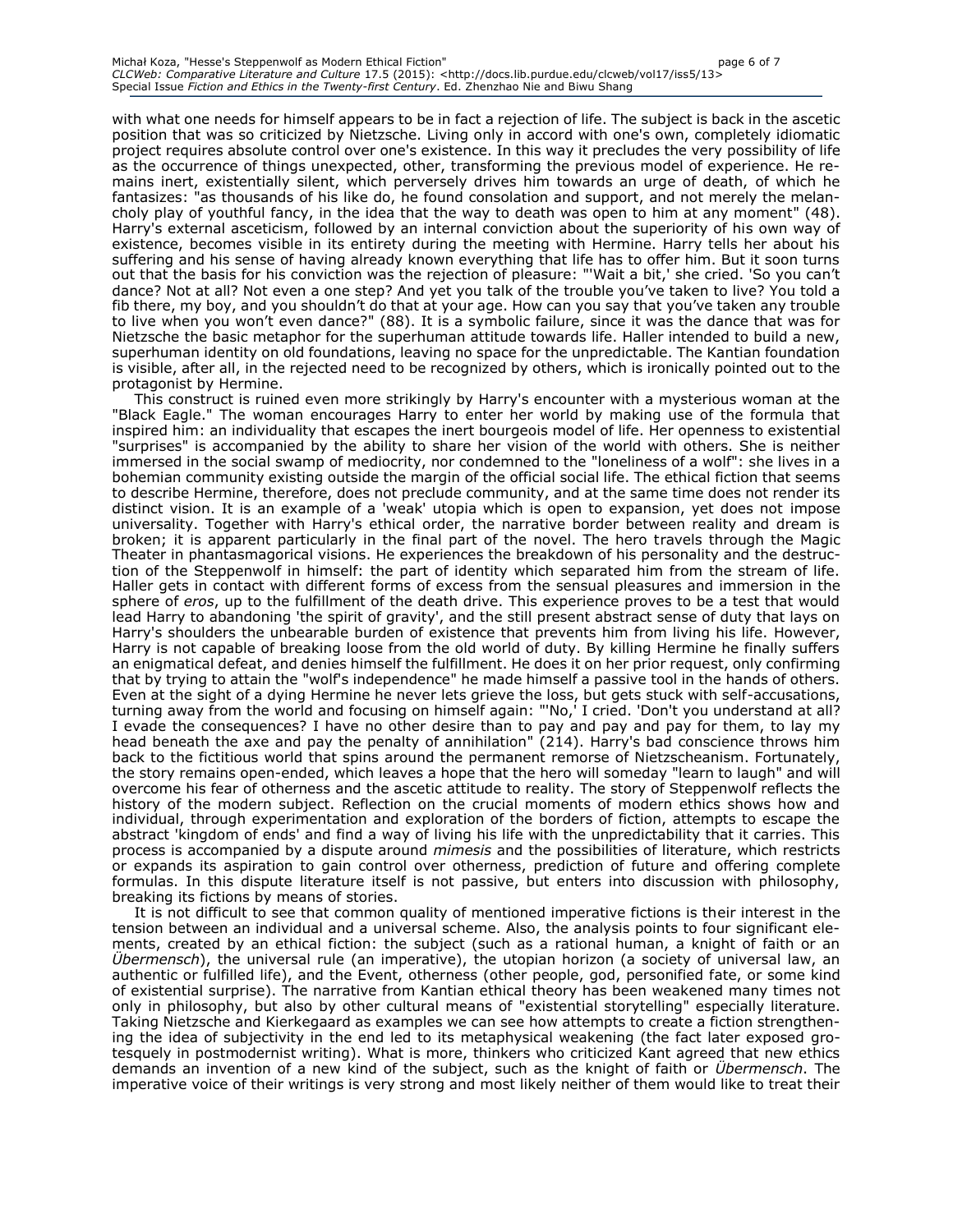with what one needs for himself appears to be in fact a rejection of life. The subject is back in the ascetic position that was so criticized by Nietzsche. Living only in accord with one's own, completely idiomatic project requires absolute control over one's existence. In this way it precludes the very possibility of life as the occurrence of things unexpected, other, transforming the previous model of experience. He remains inert, existentially silent, which perversely drives him towards an urge of death, of which he fantasizes: "as thousands of his like do, he found consolation and support, and not merely the melancholy play of youthful fancy, in the idea that the way to death was open to him at any moment" (48). Harry's external asceticism, followed by an internal conviction about the superiority of his own way of existence, becomes visible in its entirety during the meeting with Hermine. Harry tells her about his suffering and his sense of having already known everything that life has to offer him. But it soon turns out that the basis for his conviction was the rejection of pleasure: "'Wait a bit,' she cried. 'So you can't dance? Not at all? Not even a one step? And yet you talk of the trouble you've taken to live? You told a fib there, my boy, and you shouldn't do that at your age. How can you say that you've taken any trouble to live when you won't even dance?" (88). It is a symbolic failure, since it was the dance that was for Nietzsche the basic metaphor for the superhuman attitude towards life. Haller intended to build a new, superhuman identity on old foundations, leaving no space for the unpredictable. The Kantian foundation is visible, after all, in the rejected need to be recognized by others, which is ironically pointed out to the protagonist by Hermine.

This construct is ruined even more strikingly by Harry's encounter with a mysterious woman at the "Black Eagle." The woman encourages Harry to enter her world by making use of the formula that inspired him: an individuality that escapes the inert bourgeois model of life. Her openness to existential "surprises" is accompanied by the ability to share her vision of the world with others. She is neither immersed in the social swamp of mediocrity, nor condemned to the "loneliness of a wolf": she lives in a bohemian community existing outside the margin of the official social life. The ethical fiction that seems to describe Hermine, therefore, does not preclude community, and at the same time does not render its distinct vision. It is an example of a 'weak' utopia which is open to expansion, yet does not impose universality. Together with Harry's ethical order, the narrative border between reality and dream is broken; it is apparent particularly in the final part of the novel. The hero travels through the Magic Theater in phantasmagorical visions. He experiences the breakdown of his personality and the destruction of the Steppenwolf in himself: the part of identity which separated him from the stream of life. Haller gets in contact with different forms of excess from the sensual pleasures and immersion in the sphere of *eros*, up to the fulfillment of the death drive. This experience proves to be a test that would lead Harry to abandoning 'the spirit of gravity', and the still present abstract sense of duty that lays on Harry's shoulders the unbearable burden of existence that prevents him from living his life. However, Harry is not capable of breaking loose from the old world of duty. By killing Hermine he finally suffers an enigmatical defeat, and denies himself the fulfillment. He does it on her prior request, only confirming that by trying to attain the "wolf's independence" he made himself a passive tool in the hands of others. Even at the sight of a dying Hermine he never lets grieve the loss, but gets stuck with self-accusations, turning away from the world and focusing on himself again: "'No,' I cried. 'Don't you understand at all? I evade the consequences? I have no other desire than to pay and pay and pay for them, to lay my head beneath the axe and pay the penalty of annihilation" (214). Harry's bad conscience throws him back to the fictitious world that spins around the permanent remorse of Nietzscheanism. Fortunately, the story remains open-ended, which leaves a hope that the hero will someday "learn to laugh" and will overcome his fear of otherness and the ascetic attitude to reality. The story of Steppenwolf reflects the history of the modern subject. Reflection on the crucial moments of modern ethics shows how and individual, through experimentation and exploration of the borders of fiction, attempts to escape the abstract 'kingdom of ends' and find a way of living his life with the unpredictability that it carries. This process is accompanied by a dispute around *mimesis* and the possibilities of literature, which restricts or expands its aspiration to gain control over otherness, prediction of future and offering complete formulas. In this dispute literature itself is not passive, but enters into discussion with philosophy, breaking its fictions by means of stories.

It is not difficult to see that common quality of mentioned imperative fictions is their interest in the tension between an individual and a universal scheme. Also, the analysis points to four significant elements, created by an ethical fiction: the subject (such as a rational human, a knight of faith or an *Übermensch*), the universal rule (an imperative), the utopian horizon (a society of universal law, an authentic or fulfilled life), and the Event, otherness (other people, god, personified fate, or some kind of existential surprise). The narrative from Kantian ethical theory has been weakened many times not only in philosophy, but also by other cultural means of "existential storytelling" especially literature. Taking Nietzsche and Kierkegaard as examples we can see how attempts to create a fiction strengthening the idea of subjectivity in the end led to its metaphysical weakening (the fact later exposed grotesquely in postmodernist writing). What is more, thinkers who criticized Kant agreed that new ethics demands an invention of a new kind of the subject, such as the knight of faith or *Übermensch*. The imperative voice of their writings is very strong and most likely neither of them would like to treat their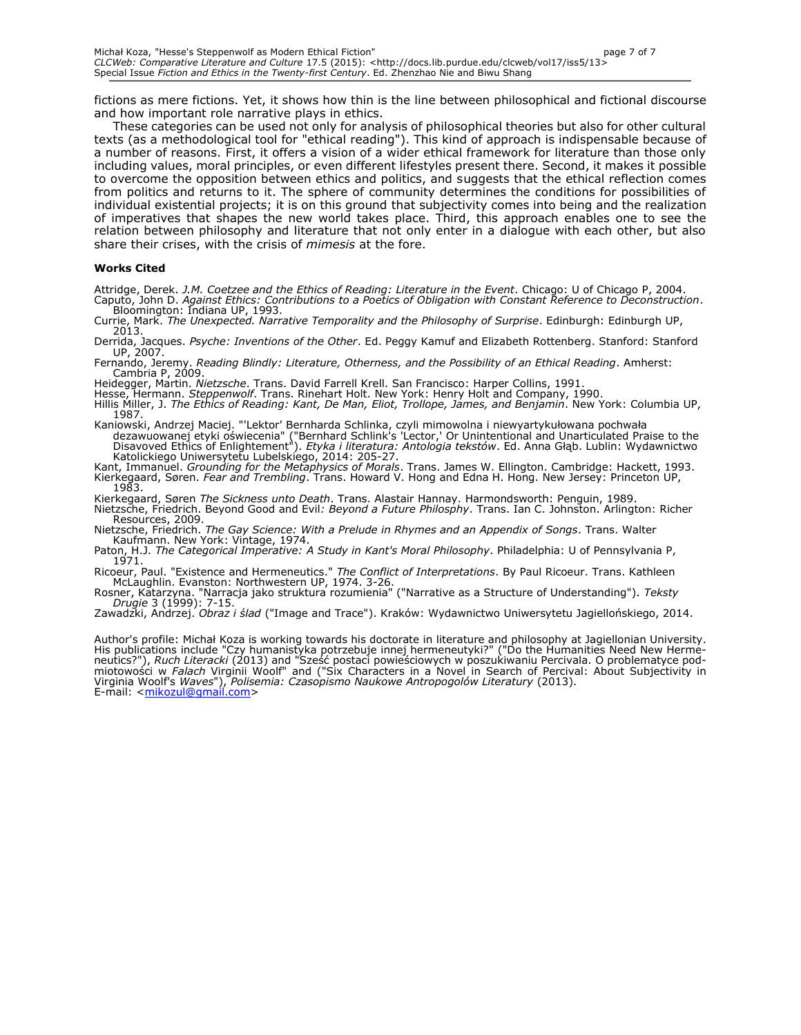fictions as mere fictions. Yet, it shows how thin is the line between philosophical and fictional discourse and how important role narrative plays in ethics.

These categories can be used not only for analysis of philosophical theories but also for other cultural texts (as a methodological tool for "ethical reading"). This kind of approach is indispensable because of a number of reasons. First, it offers a vision of a wider ethical framework for literature than those only including values, moral principles, or even different lifestyles present there. Second, it makes it possible to overcome the opposition between ethics and politics, and suggests that the ethical reflection comes from politics and returns to it. The sphere of community determines the conditions for possibilities of individual existential projects; it is on this ground that subjectivity comes into being and the realization of imperatives that shapes the new world takes place. Third, this approach enables one to see the relation between philosophy and literature that not only enter in a dialogue with each other, but also share their crises, with the crisis of *mimesis* at the fore.

**Works Cited**

Attridge, Derek. *J.M. Coetzee and the Ethics of Reading: Literature in the Event*. Chicago: U of Chicago P, 2004.

Caputo, John D. *Against Ethics: Contributions to a Poetics of Obligation with Constant Reference to Deconstruction*. Bloomington: Indiana UP, 1993.

Currie, Mark. *The Unexpected. Narrative Temporality and the Philosophy of Surprise*. Edinburgh: Edinburgh UP, 2013.

Derrida, Jacques. *Psyche: Inventions of the Other*. Ed. Peggy Kamuf and Elizabeth Rottenberg. Stanford: Stanford UP, 2007.

Fernando, Jeremy. *Reading Blindly: Literature, Otherness, and the Possibility of an Ethical Reading*. Amherst: Cambria P, 2009.

Heidegger, Martin. *Nietzsche*. Trans. David Farrell Krell. San Francisco: Harper Collins, 1991.

Hesse, Hermann. *Steppenwolf*. Trans. Rinehart Holt. New York: Henry Holt and Company, 1990.

Hillis Miller, J. *The Ethics of Reading: Kant, De Man, Eliot, Trollope, James, and Benjamin*. New York: Columbia UP, 1987.

Kaniowski, Andrzej Maciej. "'Lektor' Bernharda Schlinka, czyli mimowolna i niewyartykułowana pochwała dezawuowanej etyki oświecenia" ("Bernhard Schlink's 'Lector,' Or Unintentional and Unarticulated Praise to the Disavoved Ethics of Enlightement"). *Etyka i literatura: Antologia tekstów*. Ed. Anna Głąb. Lublin: Wydawnictwo Katolickiego Uniwersytetu Lubelskiego, 2014: 205-27.

Kant, Immanuel. *Grounding for the Metaphysics of Morals*. Trans. James W. Ellington. Cambridge: Hackett, 1993.

Kierkegaard, Søren. *Fear and Trembling*. Trans. Howard V. Hong and Edna H. Hong. New Jersey: Princeton UP, 1983.

Kierkegaard, Søren *The Sickness unto Death*. Trans. Alastair Hannay. Harmondsworth: Penguin, 1989.

Nietzsche, Friedrich. Beyond Good and Evil*: Beyond a Future Philosphy*. Trans. Ian C. Johnston. Arlington: Richer Resources, 2009.

Nietzsche, Friedrich. *The Gay Science: With a Prelude in Rhymes and an Appendix of Songs*. Trans. Walter Kaufmann. New York: Vintage, 1974.

Paton, H.J. *The Categorical Imperative: A Study in Kant's Moral Philosophy*. Philadelphia: U of Pennsylvania P, 1971.

Ricoeur, Paul. "Existence and Hermeneutics." *The Conflict of Interpretations*. By Paul Ricoeur. Trans. Kathleen McLaughlin. Evanston: Northwestern UP, 1974. 3-26.

Rosner, Katarzyna. "Narracja jako struktura rozumienia" ("Narrative as a Structure of Understanding"). *Teksty Drugie* 3 (1999): 7-15.

Zawadzki, Andrzej. *Obraz i ślad* ("Image and Trace"). Kraków: Wydawnictwo Uniwersytetu Jagiellońskiego, 2014.

Author's profile: Michał Koza is working towards his doctorate in literature and philosophy at Jagiellonian University. His publications include "Czy humanistyka potrzebuje innej hermeneutyki?" ("Do the Humanities Need New Hermeneutics?"), *Ruch Literacki* (2013) and "Sześć postaci powieściowych w poszukiwaniu Percivala. O problematyce podmiotowości w *Falach* Virginii Woolf" and ("Six Characters in a Novel in Search of Percival: About Subjectivity in Virginia Woolf's *Waves*"), *Polisemia: Czasopismo Naukowe Antropogolów Literatury* (2013).
E-mail: <mikozul@gmail.com>